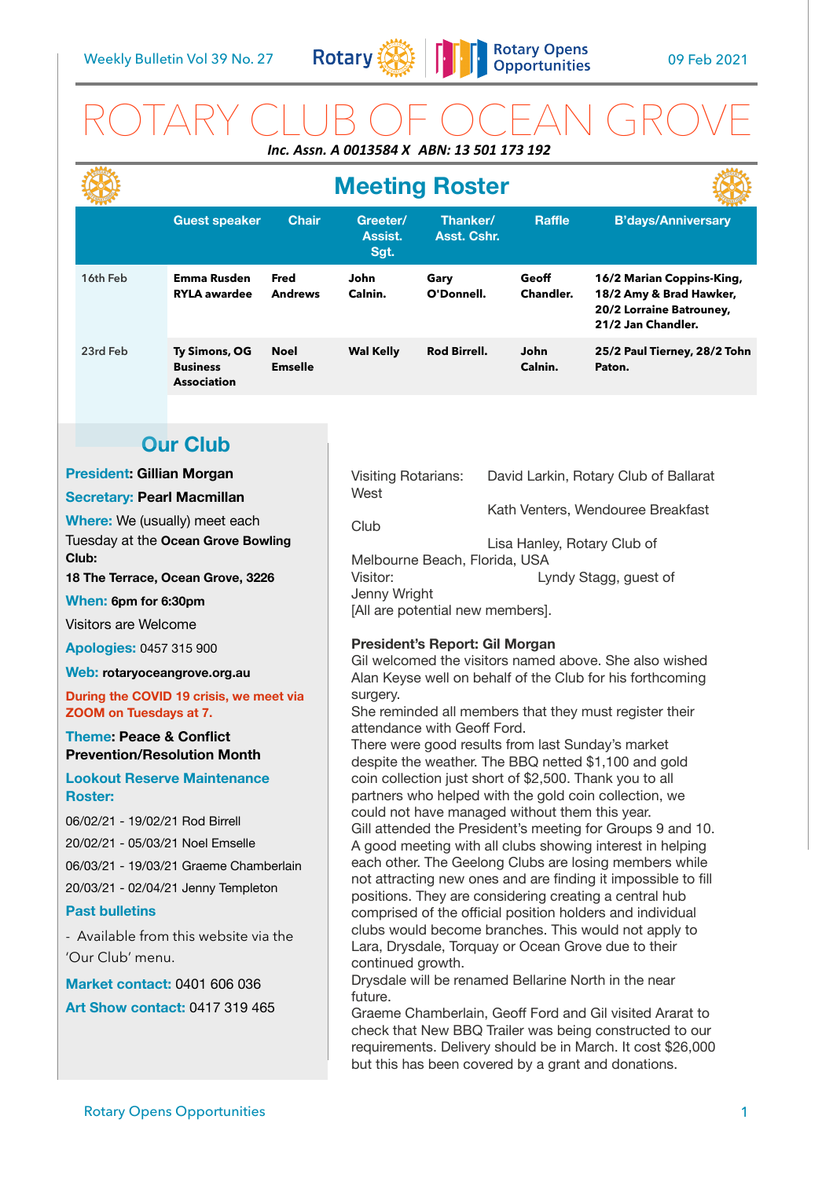Weekly Bulletin Vol 39 No. 27 — 09 Feb 2021

# ROTARY CLUB OF OCEAN GROVE

***Inc. Assn. A 0013584 X ABN: 13 501 173 192***

## Meeting Roster

| | Guest speaker | Chair | Greeter/ Assist. Sgt. | Thanker/ Asst. Cshr. | Raffle | B'days/Anniversary |
|---|---|---|---|---|---|---|
| 16th Feb | **Emma Rusden RYLA awardee** | **Fred Andrews** | **John Calnin.** | **Gary O'Donnell.** | **Geoff Chandler.** | **16/2 Marian Coppins-King, 18/2 Amy & Brad Hawker, 20/2 Lorraine Batrouney, 21/2 Jan Chandler.** |
| 23rd Feb | **Ty Simons, OG Business Association** | **Noel Emselle** | **Wal Kelly** | **Rod Birrell.** | **John Calnin.** | **25/2 Paul Tierney, 28/2 Tohn Paton.** |

## Our Club

**President: Gillian Morgan**

**Secretary: Pearl Macmillan**

**Where:** We (usually) meet each Tuesday at the **Ocean Grove Bowling Club:**

**18 The Terrace, Ocean Grove, 3226**

**When: 6pm for 6:30pm**

Visitors are Welcome

**Apologies:** 0457 315 900

**Web: rotaryoceangrove.org.au**

**During the COVID 19 crisis, we meet via ZOOM on Tuesdays at 7.**

**Theme: Peace & Conflict Prevention/Resolution Month**

**Lookout Reserve Maintenance Roster:**

06/02/21 - 19/02/21 Rod Birrell

20/02/21 - 05/03/21 Noel Emselle

06/03/21 - 19/03/21 Graeme Chamberlain

20/03/21 - 02/04/21 Jenny Templeton

**Past bulletins**

- Available from this website via the 'Our Club' menu.

**Market contact:** 0401 606 036

**Art Show contact:** 0417 319 465

Visiting Rotarians: David Larkin, Rotary Club of Ballarat West

Kath Venters, Wendouree Breakfast Club

Lisa Hanley, Rotary Club of Melbourne Beach, Florida, USA

Visitor: Lyndy Stagg, guest of Jenny Wright

[All are potential new members].

**President's Report: Gil Morgan**

Gil welcomed the visitors named above. She also wished Alan Keyse well on behalf of the Club for his forthcoming surgery.

She reminded all members that they must register their attendance with Geoff Ford.

There were good results from last Sunday's market despite the weather. The BBQ netted $1,100 and gold coin collection just short of $2,500. Thank you to all partners who helped with the gold coin collection, we could not have managed without them this year.

Gill attended the President's meeting for Groups 9 and 10. A good meeting with all clubs showing interest in helping each other. The Geelong Clubs are losing members while not attracting new ones and are finding it impossible to fill positions. They are considering creating a central hub comprised of the official position holders and individual clubs would become branches. This would not apply to Lara, Drysdale, Torquay or Ocean Grove due to their continued growth.

Drysdale will be renamed Bellarine North in the near future.

Graeme Chamberlain, Geoff Ford and Gil visited Ararat to check that New BBQ Trailer was being constructed to our requirements. Delivery should be in March. It cost $26,000 but this has been covered by a grant and donations.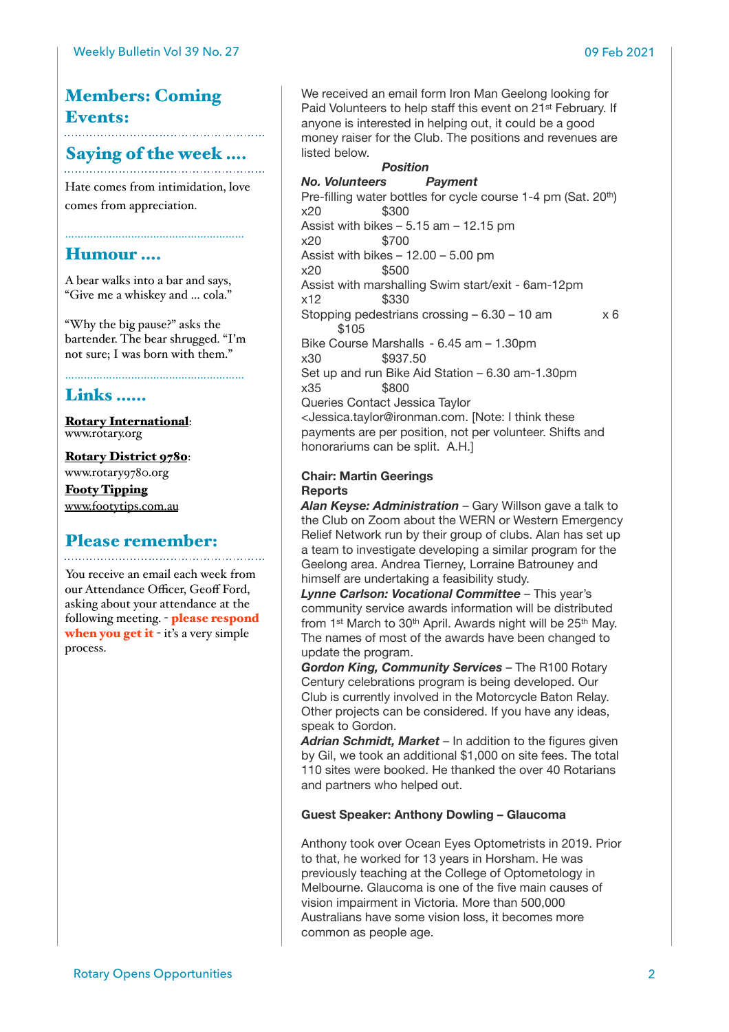## Members: Coming Events:

## Saying of the week ....

Hate comes from intimidation, love comes from appreciation.

## Humour ....

A bear walks into a bar and says, "Give me a whiskey and ... cola."

"Why the big pause?" asks the bartender. The bear shrugged. "I'm not sure; I was born with them."

## Links ......

**Rotary International**: www.rotary.org

**Rotary District 9780**: www.rotary9780.org

**Footy Tipping** www.footytips.com.au

## Please remember:

You receive an email each week from our Attendance Officer, Geoff Ford, asking about your attendance at the following meeting. - **please respond when you get it** - it's a very simple process.

We received an email form Iron Man Geelong looking for Paid Volunteers to help staff this event on 21st February. If anyone is interested in helping out, it could be a good money raiser for the Club. The positions and revenues are listed below.

| Position | No. Volunteers | Payment |
|---|---|---|
| Pre-filling water bottles for cycle course 1-4 pm (Sat. 20th) | x20 | $300 |
| Assist with bikes – 5.15 am – 12.15 pm | x20 | $700 |
| Assist with bikes – 12.00 – 5.00 pm | x20 | $500 |
| Assist with marshalling Swim start/exit - 6am-12pm | x12 | $330 |
| Stopping pedestrians crossing – 6.30 – 10 am | x 6 | $105 |
| Bike Course Marshalls - 6.45 am – 1.30pm | x30 | $937.50 |
| Set up and run Bike Aid Station – 6.30 am-1.30pm | x35 | $800 |

Queries Contact Jessica Taylor <Jessica.taylor@ironman.com. [Note: I think these payments are per position, not per volunteer. Shifts and honorariums can be split. A.H.]

**Chair: Martin Geerings**

**Reports**

***Alan Keyse: Administration*** – Gary Willson gave a talk to the Club on Zoom about the WERN or Western Emergency Relief Network run by their group of clubs. Alan has set up a team to investigate developing a similar program for the Geelong area. Andrea Tierney, Lorraine Batrouney and himself are undertaking a feasibility study.

***Lynne Carlson: Vocational Committee*** – This year's community service awards information will be distributed from 1st March to 30th April. Awards night will be 25th May. The names of most of the awards have been changed to update the program.

***Gordon King, Community Services*** – The R100 Rotary Century celebrations program is being developed. Our Club is currently involved in the Motorcycle Baton Relay. Other projects can be considered. If you have any ideas, speak to Gordon.

***Adrian Schmidt, Market*** – In addition to the figures given by Gil, we took an additional $1,000 on site fees. The total 110 sites were booked. He thanked the over 40 Rotarians and partners who helped out.

**Guest Speaker: Anthony Dowling – Glaucoma**

Anthony took over Ocean Eyes Optometrists in 2019. Prior to that, he worked for 13 years in Horsham. He was previously teaching at the College of Optometology in Melbourne. Glaucoma is one of the five main causes of vision impairment in Victoria. More than 500,000 Australians have some vision loss, it becomes more common as people age.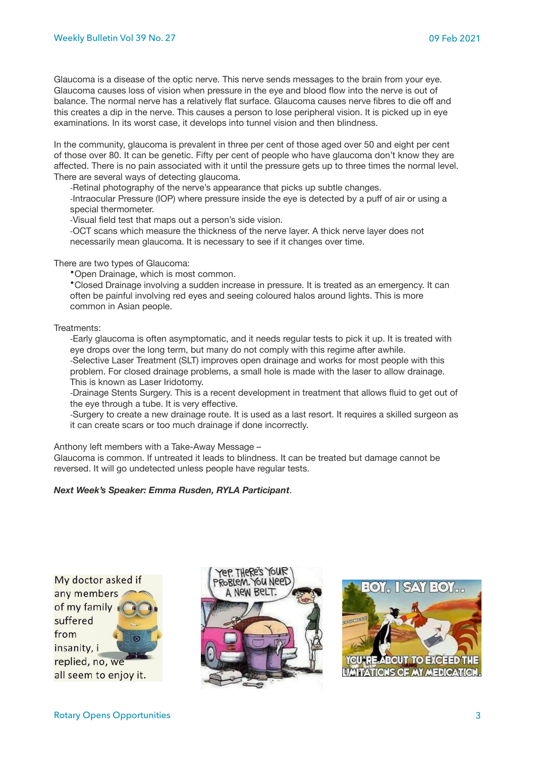Glaucoma is a disease of the optic nerve. This nerve sends messages to the brain from your eye. Glaucoma causes loss of vision when pressure in the eye and blood flow into the nerve is out of balance. The normal nerve has a relatively flat surface. Glaucoma causes nerve fibres to die off and this creates a dip in the nerve. This causes a person to lose peripheral vision. It is picked up in eye examinations. In its worst case, it develops into tunnel vision and then blindness.

In the community, glaucoma is prevalent in three per cent of those aged over 50 and eight per cent of those over 80. It can be genetic. Fifty per cent of people who have glaucoma don't know they are affected. There is no pain associated with it until the pressure gets up to three times the normal level. There are several ways of detecting glaucoma.

-Retinal photography of the nerve's appearance that picks up subtle changes.
-Intraocular Pressure (IOP) where pressure inside the eye is detected by a puff of air or using a special thermometer.
-Visual field test that maps out a person's side vision.
-OCT scans which measure the thickness of the nerve layer. A thick nerve layer does not necessarily mean glaucoma. It is necessary to see if it changes over time.

There are two types of Glaucoma:

- Open Drainage, which is most common.
- Closed Drainage involving a sudden increase in pressure. It is treated as an emergency. It can often be painful involving red eyes and seeing coloured halos around lights. This is more common in Asian people.

Treatments:

-Early glaucoma is often asymptomatic, and it needs regular tests to pick it up. It is treated with eye drops over the long term, but many do not comply with this regime after awhile.
-Selective Laser Treatment (SLT) improves open drainage and works for most people with this problem. For closed drainage problems, a small hole is made with the laser to allow drainage. This is known as Laser Iridotomy.
-Drainage Stents Surgery. This is a recent development in treatment that allows fluid to get out of the eye through a tube. It is very effective.
-Surgery to create a new drainage route. It is used as a last resort. It requires a skilled surgeon as it can create scars or too much drainage if done incorrectly.

Anthony left members with a Take-Away Message –
Glaucoma is common. If untreated it leads to blindness. It can be treated but damage cannot be reversed. It will go undetected unless people have regular tests.

***Next Week's Speaker: Emma Rusden, RYLA Participant***.

My doctor asked if any members of my family suffered from insanity, i replied, no, we all seem to enjoy it.

YEP. THERE'S YOUR PROBLEM. YOU NEED A NEW BELT.

BOY, I SAY BOY..
YOU'RE ABOUT TO EXCEED THE LIMITATIONS OF MY MEDICATION.